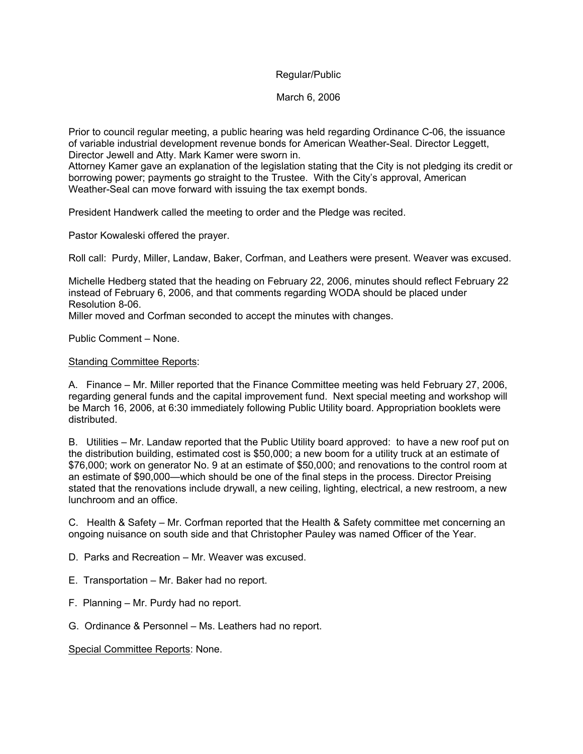Regular/Public

March 6, 2006

Prior to council regular meeting, a public hearing was held regarding Ordinance C-06, the issuance of variable industrial development revenue bonds for American Weather-Seal. Director Leggett, Director Jewell and Atty. Mark Kamer were sworn in.
Attorney Kamer gave an explanation of the legislation stating that the City is not pledging its credit or borrowing power; payments go straight to the Trustee. With the City's approval, American Weather-Seal can move forward with issuing the tax exempt bonds.

President Handwerk called the meeting to order and the Pledge was recited.

Pastor Kowaleski offered the prayer.

Roll call: Purdy, Miller, Landaw, Baker, Corfman, and Leathers were present. Weaver was excused.

Michelle Hedberg stated that the heading on February 22, 2006, minutes should reflect February 22 instead of February 6, 2006, and that comments regarding WODA should be placed under Resolution 8-06.
Miller moved and Corfman seconded to accept the minutes with changes.

Public Comment – None.

<u>Standing Committee Reports</u>:

A. Finance – Mr. Miller reported that the Finance Committee meeting was held February 27, 2006, regarding general funds and the capital improvement fund. Next special meeting and workshop will be March 16, 2006, at 6:30 immediately following Public Utility board. Appropriation booklets were distributed.

B. Utilities – Mr. Landaw reported that the Public Utility board approved: to have a new roof put on the distribution building, estimated cost is $50,000; a new boom for a utility truck at an estimate of $76,000; work on generator No. 9 at an estimate of $50,000; and renovations to the control room at an estimate of $90,000—which should be one of the final steps in the process. Director Preising stated that the renovations include drywall, a new ceiling, lighting, electrical, a new restroom, a new lunchroom and an office.

C. Health & Safety – Mr. Corfman reported that the Health & Safety committee met concerning an ongoing nuisance on south side and that Christopher Pauley was named Officer of the Year.

D. Parks and Recreation – Mr. Weaver was excused.

E. Transportation – Mr. Baker had no report.

F. Planning – Mr. Purdy had no report.

G. Ordinance & Personnel – Ms. Leathers had no report.

<u>Special Committee Reports</u>: None.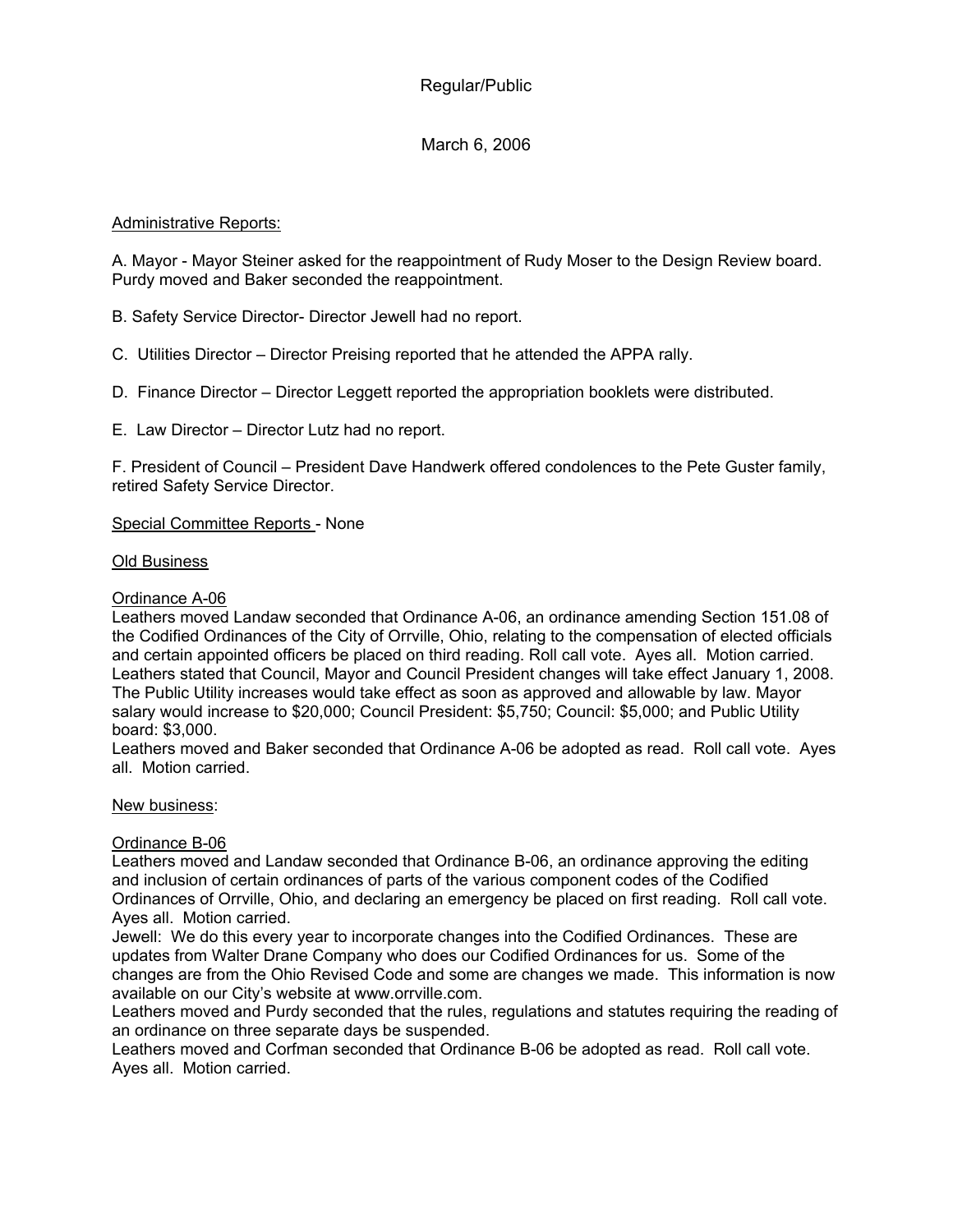Regular/Public

March 6, 2006

<u>Administrative Reports:</u>

A. Mayor - Mayor Steiner asked for the reappointment of Rudy Moser to the Design Review board. Purdy moved and Baker seconded the reappointment.

B. Safety Service Director- Director Jewell had no report.

C. Utilities Director – Director Preising reported that he attended the APPA rally.

D. Finance Director – Director Leggett reported the appropriation booklets were distributed.

E. Law Director – Director Lutz had no report.

F. President of Council – President Dave Handwerk offered condolences to the Pete Guster family, retired Safety Service Director.

<u>Special Committee Reports</u> - None

<u>Old Business</u>

<u>Ordinance A-06</u>
Leathers moved Landaw seconded that Ordinance A-06, an ordinance amending Section 151.08 of the Codified Ordinances of the City of Orrville, Ohio, relating to the compensation of elected officials and certain appointed officers be placed on third reading. Roll call vote. Ayes all. Motion carried.
Leathers stated that Council, Mayor and Council President changes will take effect January 1, 2008. The Public Utility increases would take effect as soon as approved and allowable by law. Mayor salary would increase to $20,000; Council President: $5,750; Council: $5,000; and Public Utility board: $3,000.
Leathers moved and Baker seconded that Ordinance A-06 be adopted as read. Roll call vote. Ayes all. Motion carried.

<u>New business</u>:

<u>Ordinance B-06</u>
Leathers moved and Landaw seconded that Ordinance B-06, an ordinance approving the editing and inclusion of certain ordinances of parts of the various component codes of the Codified Ordinances of Orrville, Ohio, and declaring an emergency be placed on first reading. Roll call vote. Ayes all. Motion carried.
Jewell: We do this every year to incorporate changes into the Codified Ordinances. These are updates from Walter Drane Company who does our Codified Ordinances for us. Some of the changes are from the Ohio Revised Code and some are changes we made. This information is now available on our City's website at www.orrville.com.
Leathers moved and Purdy seconded that the rules, regulations and statutes requiring the reading of an ordinance on three separate days be suspended.
Leathers moved and Corfman seconded that Ordinance B-06 be adopted as read. Roll call vote. Ayes all. Motion carried.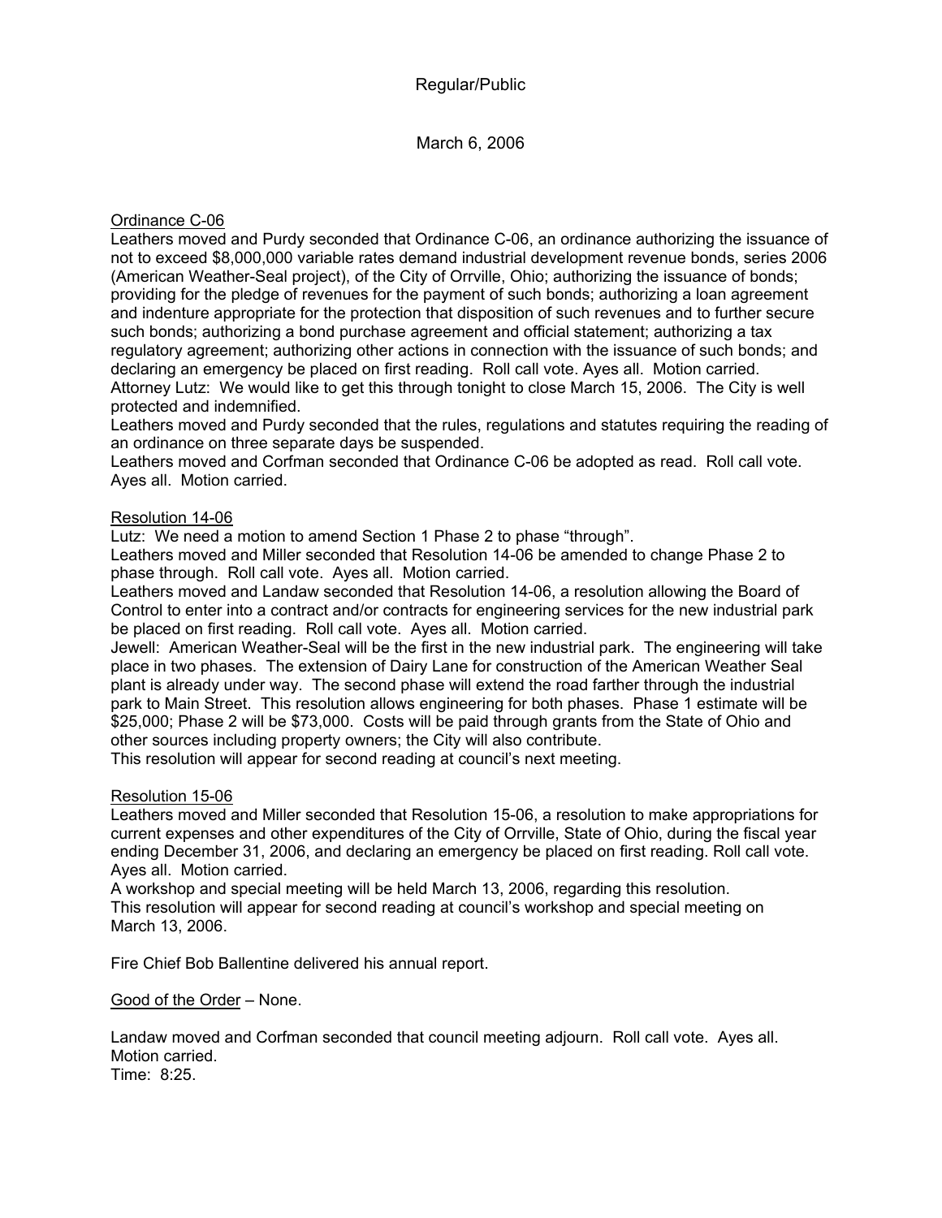Regular/Public

March 6, 2006

Ordinance C-06

Leathers moved and Purdy seconded that Ordinance C-06, an ordinance authorizing the issuance of not to exceed $8,000,000 variable rates demand industrial development revenue bonds, series 2006 (American Weather-Seal project), of the City of Orrville, Ohio; authorizing the issuance of bonds; providing for the pledge of revenues for the payment of such bonds; authorizing a loan agreement and indenture appropriate for the protection that disposition of such revenues and to further secure such bonds; authorizing a bond purchase agreement and official statement; authorizing a tax regulatory agreement; authorizing other actions in connection with the issuance of such bonds; and declaring an emergency be placed on first reading. Roll call vote. Ayes all. Motion carried.
Attorney Lutz: We would like to get this through tonight to close March 15, 2006. The City is well protected and indemnified.
Leathers moved and Purdy seconded that the rules, regulations and statutes requiring the reading of an ordinance on three separate days be suspended.
Leathers moved and Corfman seconded that Ordinance C-06 be adopted as read. Roll call vote. Ayes all. Motion carried.

Resolution 14-06

Lutz: We need a motion to amend Section 1 Phase 2 to phase "through".
Leathers moved and Miller seconded that Resolution 14-06 be amended to change Phase 2 to phase through. Roll call vote. Ayes all. Motion carried.
Leathers moved and Landaw seconded that Resolution 14-06, a resolution allowing the Board of Control to enter into a contract and/or contracts for engineering services for the new industrial park be placed on first reading. Roll call vote. Ayes all. Motion carried.
Jewell: American Weather-Seal will be the first in the new industrial park. The engineering will take place in two phases. The extension of Dairy Lane for construction of the American Weather Seal plant is already under way. The second phase will extend the road farther through the industrial park to Main Street. This resolution allows engineering for both phases. Phase 1 estimate will be $25,000; Phase 2 will be $73,000. Costs will be paid through grants from the State of Ohio and other sources including property owners; the City will also contribute.
This resolution will appear for second reading at council's next meeting.

Resolution 15-06

Leathers moved and Miller seconded that Resolution 15-06, a resolution to make appropriations for current expenses and other expenditures of the City of Orrville, State of Ohio, during the fiscal year ending December 31, 2006, and declaring an emergency be placed on first reading. Roll call vote. Ayes all. Motion carried.
A workshop and special meeting will be held March 13, 2006, regarding this resolution.
This resolution will appear for second reading at council's workshop and special meeting on March 13, 2006.

Fire Chief Bob Ballentine delivered his annual report.

Good of the Order – None.

Landaw moved and Corfman seconded that council meeting adjourn. Roll call vote. Ayes all. Motion carried.
Time: 8:25.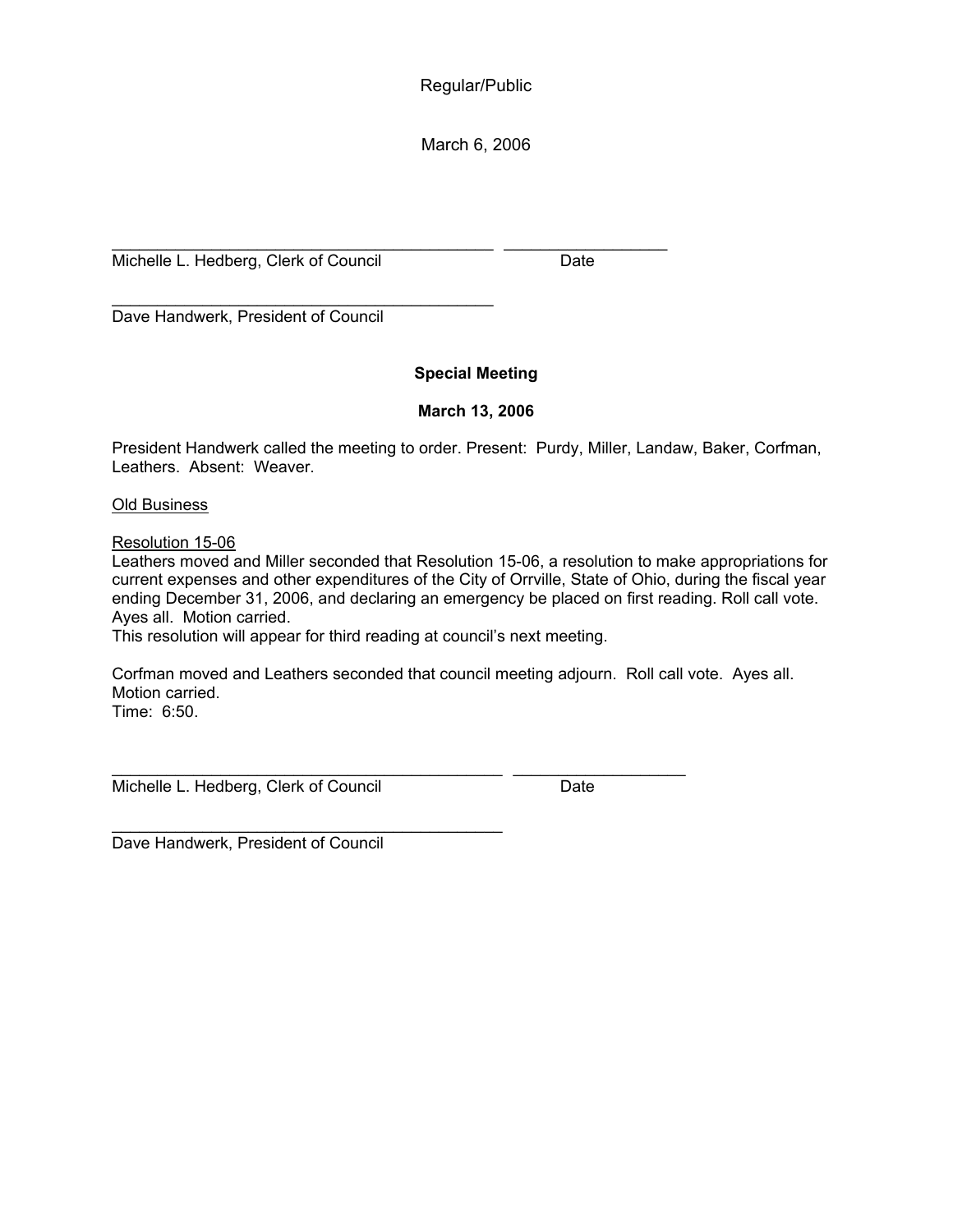Regular/Public

March 6, 2006

_________________________________________ _________________
Michelle L. Hedberg, Clerk of Council Date

_________________________________________
Dave Handwerk, President of Council

**Special Meeting**

**March 13, 2006**

President Handwerk called the meeting to order. Present: Purdy, Miller, Landaw, Baker, Corfman, Leathers. Absent: Weaver.

Old Business

Resolution 15-06
Leathers moved and Miller seconded that Resolution 15-06, a resolution to make appropriations for current expenses and other expenditures of the City of Orrville, State of Ohio, during the fiscal year ending December 31, 2006, and declaring an emergency be placed on first reading. Roll call vote. Ayes all. Motion carried.
This resolution will appear for third reading at council's next meeting.

Corfman moved and Leathers seconded that council meeting adjourn. Roll call vote. Ayes all. Motion carried.
Time: 6:50.

_________________________________________ _________________
Michelle L. Hedberg, Clerk of Council Date

_________________________________________
Dave Handwerk, President of Council